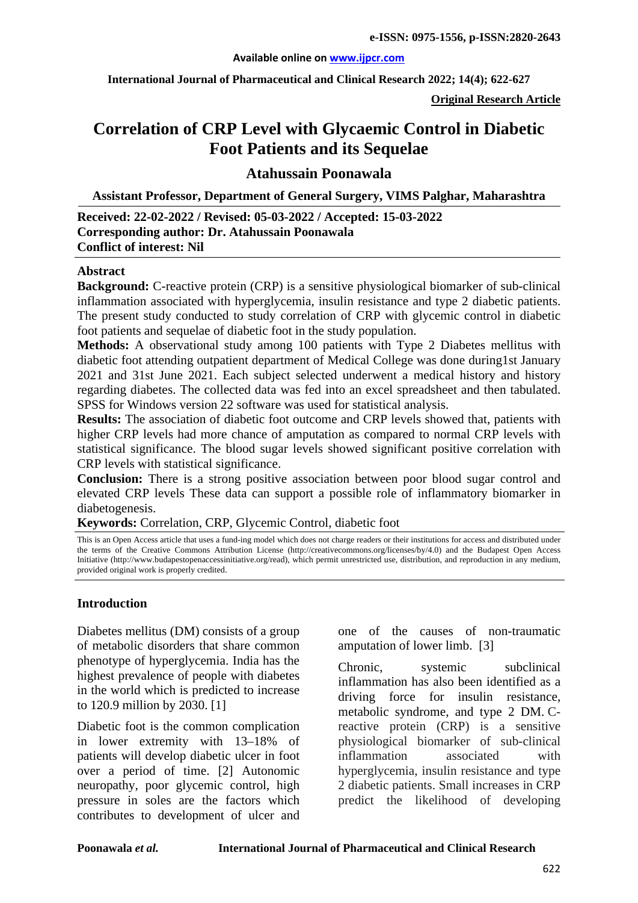# Correlation of CRP Level with Glycaemic Control in Diabetic Foot Patients and its Sequelae

## Atahussain Poonawala

**Assistant Professor, Department of General Surgery, VIMS Palghar, Maharashtra**

**Received: 22-02-2022 / Revised: 05-03-2022 / Accepted: 15-03-2022**
**Corresponding author: Dr. Atahussain Poonawala**
**Conflict of interest: Nil**

## Abstract

**Background:** C-reactive protein (CRP) is a sensitive physiological biomarker of sub-clinical inflammation associated with hyperglycemia, insulin resistance and type 2 diabetic patients. The present study conducted to study correlation of CRP with glycemic control in diabetic foot patients and sequelae of diabetic foot in the study population.

**Methods:** A observational study among 100 patients with Type 2 Diabetes mellitus with diabetic foot attending outpatient department of Medical College was done during1st January 2021 and 31st June 2021. Each subject selected underwent a medical history and history regarding diabetes. The collected data was fed into an excel spreadsheet and then tabulated. SPSS for Windows version 22 software was used for statistical analysis.

**Results:** The association of diabetic foot outcome and CRP levels showed that, patients with higher CRP levels had more chance of amputation as compared to normal CRP levels with statistical significance. The blood sugar levels showed significant positive correlation with CRP levels with statistical significance.

**Conclusion:** There is a strong positive association between poor blood sugar control and elevated CRP levels These data can support a possible role of inflammatory biomarker in diabetogenesis.

**Keywords:** Correlation, CRP, Glycemic Control, diabetic foot

This is an Open Access article that uses a fund-ing model which does not charge readers or their institutions for access and distributed under the terms of the Creative Commons Attribution License (http://creativecommons.org/licenses/by/4.0) and the Budapest Open Access Initiative (http://www.budapestopenaccessinitiative.org/read), which permit unrestricted use, distribution, and reproduction in any medium, provided original work is properly credited.

## Introduction

Diabetes mellitus (DM) consists of a group of metabolic disorders that share common phenotype of hyperglycemia. India has the highest prevalence of people with diabetes in the world which is predicted to increase to 120.9 million by 2030. [1]

Diabetic foot is the common complication in lower extremity with 13–18% of patients will develop diabetic ulcer in foot over a period of time. [2] Autonomic neuropathy, poor glycemic control, high pressure in soles are the factors which contributes to development of ulcer and one of the causes of non-traumatic amputation of lower limb. [3]

Chronic, systemic subclinical inflammation has also been identified as a driving force for insulin resistance, metabolic syndrome, and type 2 DM. C-reactive protein (CRP) is a sensitive physiological biomarker of sub-clinical inflammation associated with hyperglycemia, insulin resistance and type 2 diabetic patients. Small increases in CRP predict the likelihood of developing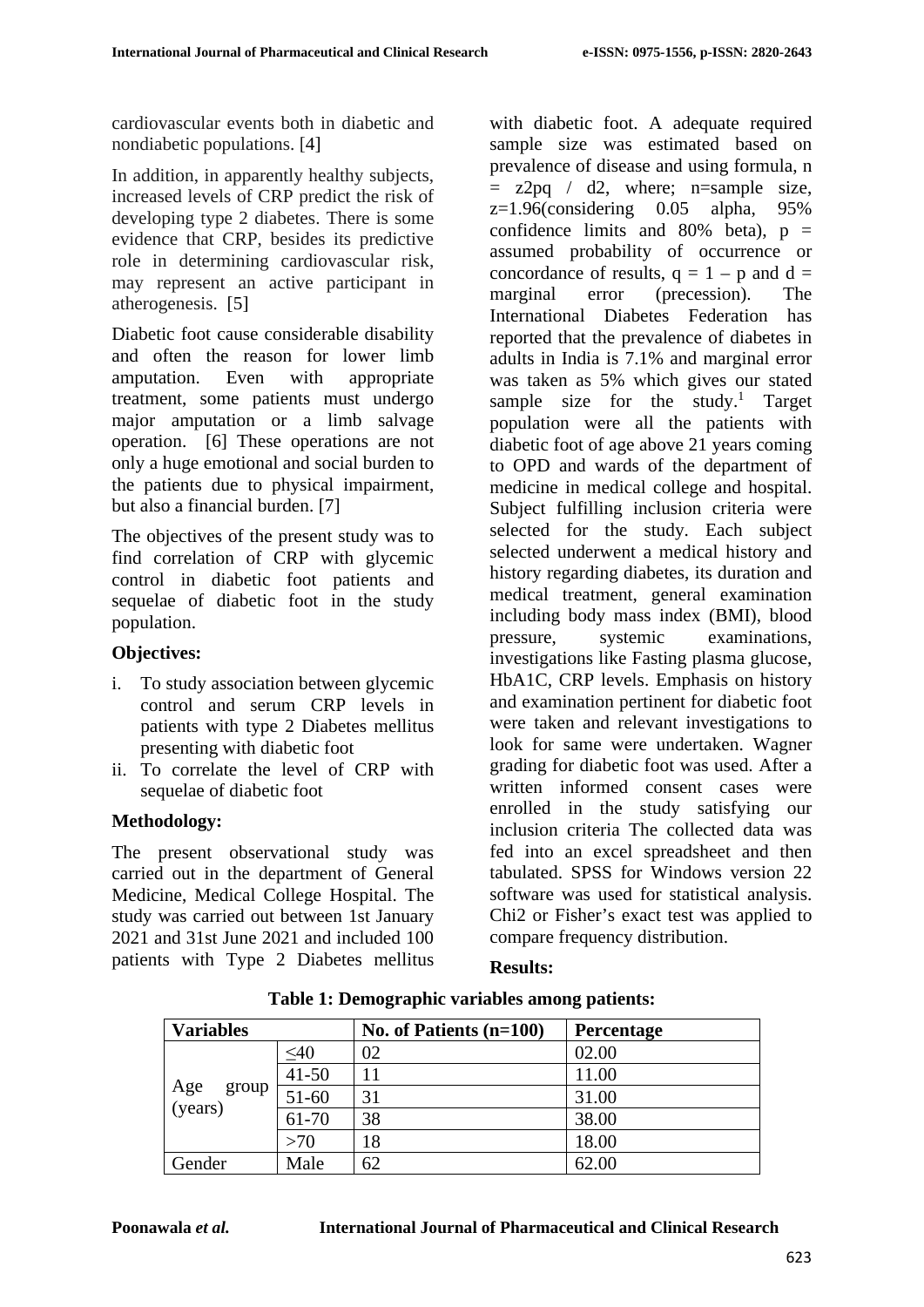cardiovascular events both in diabetic and nondiabetic populations. [4]

In addition, in apparently healthy subjects, increased levels of CRP predict the risk of developing type 2 diabetes. There is some evidence that CRP, besides its predictive role in determining cardiovascular risk, may represent an active participant in atherogenesis. [5]

Diabetic foot cause considerable disability and often the reason for lower limb amputation. Even with appropriate treatment, some patients must undergo major amputation or a limb salvage operation. [6] These operations are not only a huge emotional and social burden to the patients due to physical impairment, but also a financial burden. [7]

The objectives of the present study was to find correlation of CRP with glycemic control in diabetic foot patients and sequelae of diabetic foot in the study population.

**Objectives:**

i. To study association between glycemic control and serum CRP levels in patients with type 2 Diabetes mellitus presenting with diabetic foot
ii. To correlate the level of CRP with sequelae of diabetic foot

**Methodology:**

The present observational study was carried out in the department of General Medicine, Medical College Hospital. The study was carried out between 1st January 2021 and 31st June 2021 and included 100 patients with Type 2 Diabetes mellitus with diabetic foot. A adequate required sample size was estimated based on prevalence of disease and using formula, n = z2pq / d2, where; n=sample size, z=1.96(considering 0.05 alpha, 95% confidence limits and 80% beta), p = assumed probability of occurrence or concordance of results, q = 1 – p and d = marginal error (precession). The International Diabetes Federation has reported that the prevalence of diabetes in adults in India is 7.1% and marginal error was taken as 5% which gives our stated sample size for the study.[1] Target population were all the patients with diabetic foot of age above 21 years coming to OPD and wards of the department of medicine in medical college and hospital. Subject fulfilling inclusion criteria were selected for the study. Each subject selected underwent a medical history and history regarding diabetes, its duration and medical treatment, general examination including body mass index (BMI), blood pressure, systemic examinations, investigations like Fasting plasma glucose, HbA1C, CRP levels. Emphasis on history and examination pertinent for diabetic foot were taken and relevant investigations to look for same were undertaken. Wagner grading for diabetic foot was used. After a written informed consent cases were enrolled in the study satisfying our inclusion criteria The collected data was fed into an excel spreadsheet and then tabulated. SPSS for Windows version 22 software was used for statistical analysis. Chi2 or Fisher's exact test was applied to compare frequency distribution.

**Results:**

**Table 1: Demographic variables among patients:**

| Variables | | No. of Patients (n=100) | Percentage |
|---|---|---|---|
| Age group (years) | ≤40 | 02 | 02.00 |
| | 41-50 | 11 | 11.00 |
| | 51-60 | 31 | 31.00 |
| | 61-70 | 38 | 38.00 |
| | >70 | 18 | 18.00 |
| Gender | Male | 62 | 62.00 |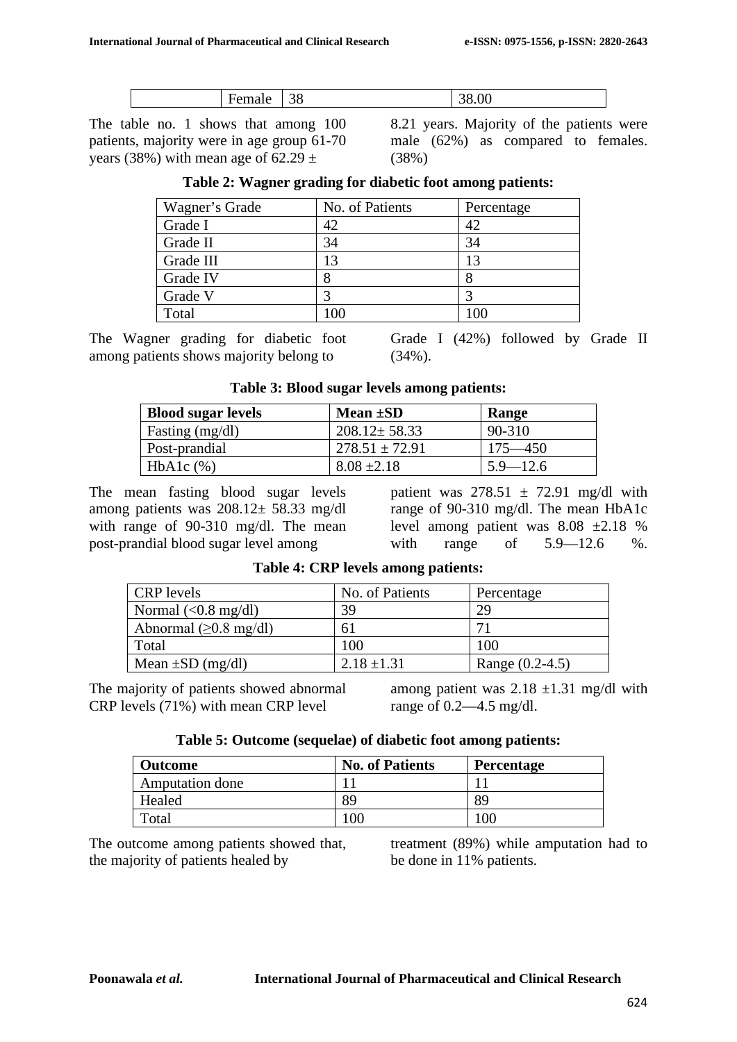|  | Female | 38 | 38.00 |
|---|---|---|---|

The table no. 1 shows that among 100 patients, majority were in age group 61-70 years (38%) with mean age of 62.29 ± 8.21 years. Majority of the patients were male (62%) as compared to females. (38%)

**Table 2: Wagner grading for diabetic foot among patients:**

| Wagner's Grade | No. of Patients | Percentage |
|---|---|---|
| Grade I | 42 | 42 |
| Grade II | 34 | 34 |
| Grade III | 13 | 13 |
| Grade IV | 8 | 8 |
| Grade V | 3 | 3 |
| Total | 100 | 100 |

The Wagner grading for diabetic foot among patients shows majority belong to Grade I (42%) followed by Grade II (34%).

**Table 3: Blood sugar levels among patients:**

| **Blood sugar levels** | **Mean ±SD** | **Range** |
|---|---|---|
| Fasting (mg/dl) | 208.12± 58.33 | 90-310 |
| Post-prandial | 278.51 ± 72.91 | 175—450 |
| HbA1c (%) | 8.08 ±2.18 | 5.9—12.6 |

The mean fasting blood sugar levels among patients was 208.12± 58.33 mg/dl with range of 90-310 mg/dl. The mean post-prandial blood sugar level among patient was 278.51 ± 72.91 mg/dl with range of 90-310 mg/dl. The mean HbA1c level among patient was 8.08 ±2.18 % with range of 5.9—12.6 %.

**Table 4: CRP levels among patients:**

| CRP levels | No. of Patients | Percentage |
|---|---|---|
| Normal (<0.8 mg/dl) | 39 | 29 |
| Abnormal (≥0.8 mg/dl) | 61 | 71 |
| Total | 100 | 100 |
| Mean ±SD (mg/dl) | 2.18 ±1.31 | Range (0.2-4.5) |

The majority of patients showed abnormal CRP levels (71%) with mean CRP level among patient was 2.18 ±1.31 mg/dl with range of 0.2—4.5 mg/dl.

**Table 5: Outcome (sequelae) of diabetic foot among patients:**

| **Outcome** | **No. of Patients** | **Percentage** |
|---|---|---|
| Amputation done | 11 | 11 |
| Healed | 89 | 89 |
| Total | 100 | 100 |

The outcome among patients showed that, the majority of patients healed by treatment (89%) while amputation had to be done in 11% patients.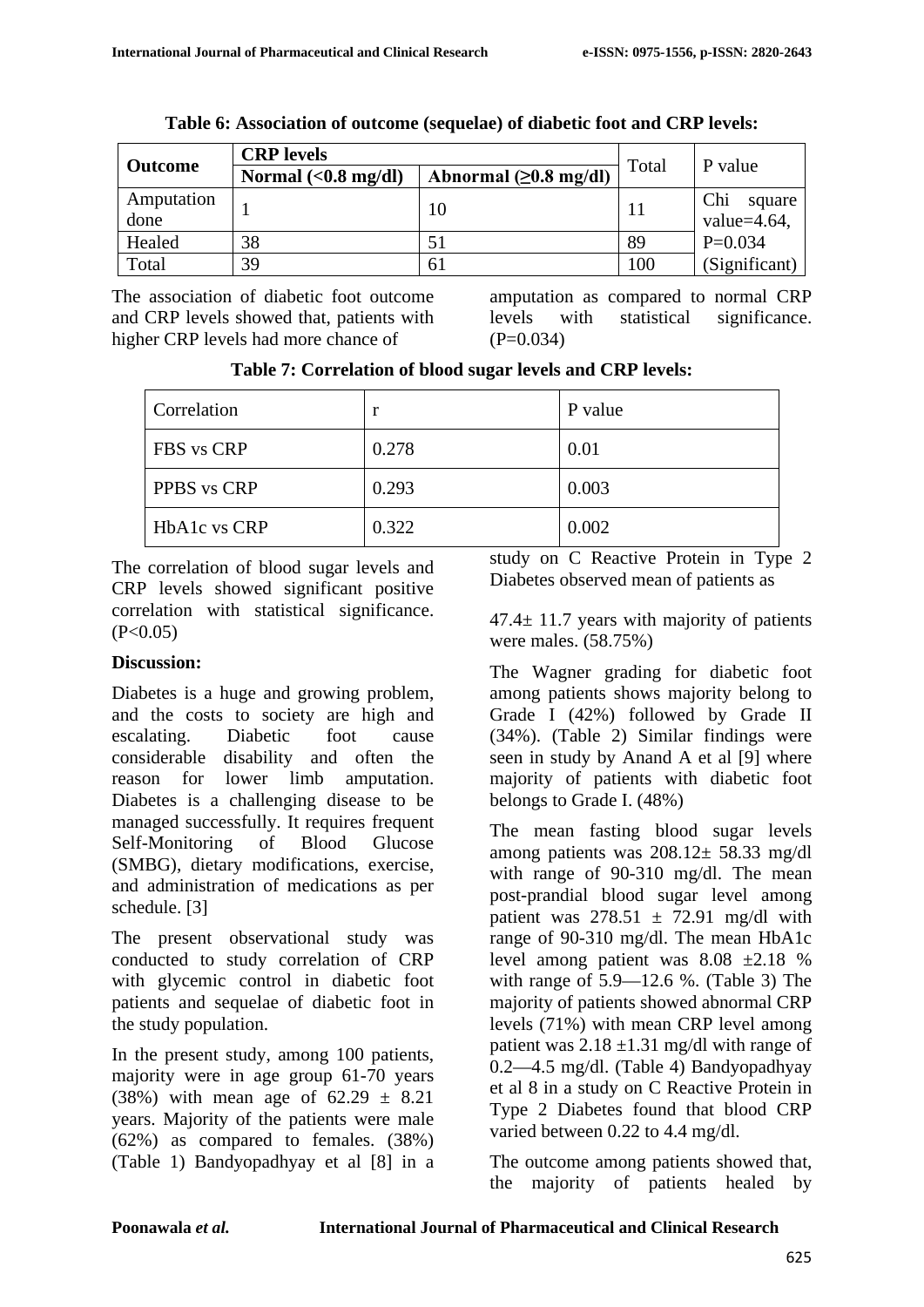**Table 6: Association of outcome (sequelae) of diabetic foot and CRP levels:**

| Outcome | CRP levels | | Total | P value |
|---|---|---|---|---|
| | Normal (<0.8 mg/dl) | Abnormal (≥0.8 mg/dl) | | |
| Amputation done | 1 | 10 | 11 | Chi square value=4.64, P=0.034 (Significant) |
| Healed | 38 | 51 | 89 | |
| Total | 39 | 61 | 100 | |

The association of diabetic foot outcome and CRP levels showed that, patients with higher CRP levels had more chance of amputation as compared to normal CRP levels with statistical significance. (P=0.034)

**Table 7: Correlation of blood sugar levels and CRP levels:**

| Correlation | r | P value |
|---|---|---|
| FBS vs CRP | 0.278 | 0.01 |
| PPBS vs CRP | 0.293 | 0.003 |
| HbA1c vs CRP | 0.322 | 0.002 |

The correlation of blood sugar levels and CRP levels showed significant positive correlation with statistical significance. (P<0.05)

## Discussion:

Diabetes is a huge and growing problem, and the costs to society are high and escalating. Diabetic foot cause considerable disability and often the reason for lower limb amputation. Diabetes is a challenging disease to be managed successfully. It requires frequent Self-Monitoring of Blood Glucose (SMBG), dietary modifications, exercise, and administration of medications as per schedule. [3]

The present observational study was conducted to study correlation of CRP with glycemic control in diabetic foot patients and sequelae of diabetic foot in the study population.

In the present study, among 100 patients, majority were in age group 61-70 years (38%) with mean age of 62.29 ± 8.21 years. Majority of the patients were male (62%) as compared to females. (38%) (Table 1) Bandyopadhyay et al [8] in a study on C Reactive Protein in Type 2 Diabetes observed mean of patients as 47.4± 11.7 years with majority of patients were males. (58.75%)

The Wagner grading for diabetic foot among patients shows majority belong to Grade I (42%) followed by Grade II (34%). (Table 2) Similar findings were seen in study by Anand A et al [9] where majority of patients with diabetic foot belongs to Grade I. (48%)

The mean fasting blood sugar levels among patients was 208.12± 58.33 mg/dl with range of 90-310 mg/dl. The mean post-prandial blood sugar level among patient was 278.51 ± 72.91 mg/dl with range of 90-310 mg/dl. The mean HbA1c level among patient was 8.08 ±2.18 % with range of 5.9—12.6 %. (Table 3) The majority of patients showed abnormal CRP levels (71%) with mean CRP level among patient was 2.18 ±1.31 mg/dl with range of 0.2—4.5 mg/dl. (Table 4) Bandyopadhyay et al 8 in a study on C Reactive Protein in Type 2 Diabetes found that blood CRP varied between 0.22 to 4.4 mg/dl.

The outcome among patients showed that, the majority of patients healed by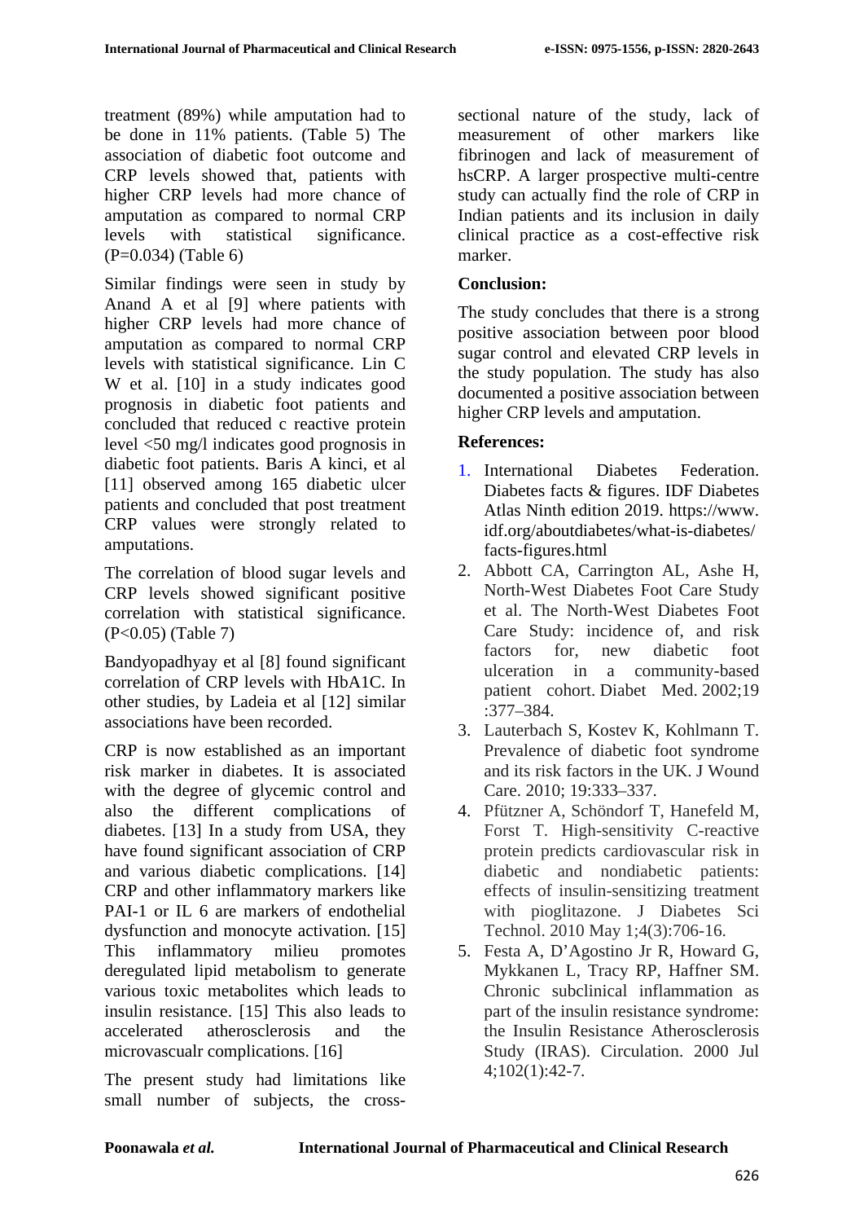treatment (89%) while amputation had to be done in 11% patients. (Table 5) The association of diabetic foot outcome and CRP levels showed that, patients with higher CRP levels had more chance of amputation as compared to normal CRP levels with statistical significance. (P=0.034) (Table 6)

Similar findings were seen in study by Anand A et al [9] where patients with higher CRP levels had more chance of amputation as compared to normal CRP levels with statistical significance. Lin C W et al. [10] in a study indicates good prognosis in diabetic foot patients and concluded that reduced c reactive protein level <50 mg/l indicates good prognosis in diabetic foot patients. Baris A kinci, et al [11] observed among 165 diabetic ulcer patients and concluded that post treatment CRP values were strongly related to amputations.

The correlation of blood sugar levels and CRP levels showed significant positive correlation with statistical significance. (P<0.05) (Table 7)

Bandyopadhyay et al [8] found significant correlation of CRP levels with HbA1C. In other studies, by Ladeia et al [12] similar associations have been recorded.

CRP is now established as an important risk marker in diabetes. It is associated with the degree of glycemic control and also the different complications of diabetes. [13] In a study from USA, they have found significant association of CRP and various diabetic complications. [14] CRP and other inflammatory markers like PAI-1 or IL 6 are markers of endothelial dysfunction and monocyte activation. [15] This inflammatory milieu promotes deregulated lipid metabolism to generate various toxic metabolites which leads to insulin resistance. [15] This also leads to accelerated atherosclerosis and the microvascualr complications. [16]

The present study had limitations like small number of subjects, the cross-sectional nature of the study, lack of measurement of other markers like fibrinogen and lack of measurement of hsCRP. A larger prospective multi-centre study can actually find the role of CRP in Indian patients and its inclusion in daily clinical practice as a cost-effective risk marker.

## Conclusion:

The study concludes that there is a strong positive association between poor blood sugar control and elevated CRP levels in the study population. The study has also documented a positive association between higher CRP levels and amputation.

## References:

1. International Diabetes Federation. Diabetes facts & figures. IDF Diabetes Atlas Ninth edition 2019. https://www.idf.org/aboutdiabetes/what-is-diabetes/facts-figures.html
2. Abbott CA, Carrington AL, Ashe H, North-West Diabetes Foot Care Study et al. The North-West Diabetes Foot Care Study: incidence of, and risk factors for, new diabetic foot ulceration in a community-based patient cohort. Diabet Med. 2002;19:377–384.
3. Lauterbach S, Kostev K, Kohlmann T. Prevalence of diabetic foot syndrome and its risk factors in the UK. J Wound Care. 2010; 19:333–337.
4. Pfützner A, Schöndorf T, Hanefeld M, Forst T. High-sensitivity C-reactive protein predicts cardiovascular risk in diabetic and nondiabetic patients: effects of insulin-sensitizing treatment with pioglitazone. J Diabetes Sci Technol. 2010 May 1;4(3):706-16.
5. Festa A, D'Agostino Jr R, Howard G, Mykkanen L, Tracy RP, Haffner SM. Chronic subclinical inflammation as part of the insulin resistance syndrome: the Insulin Resistance Atherosclerosis Study (IRAS). Circulation. 2000 Jul 4;102(1):42-7.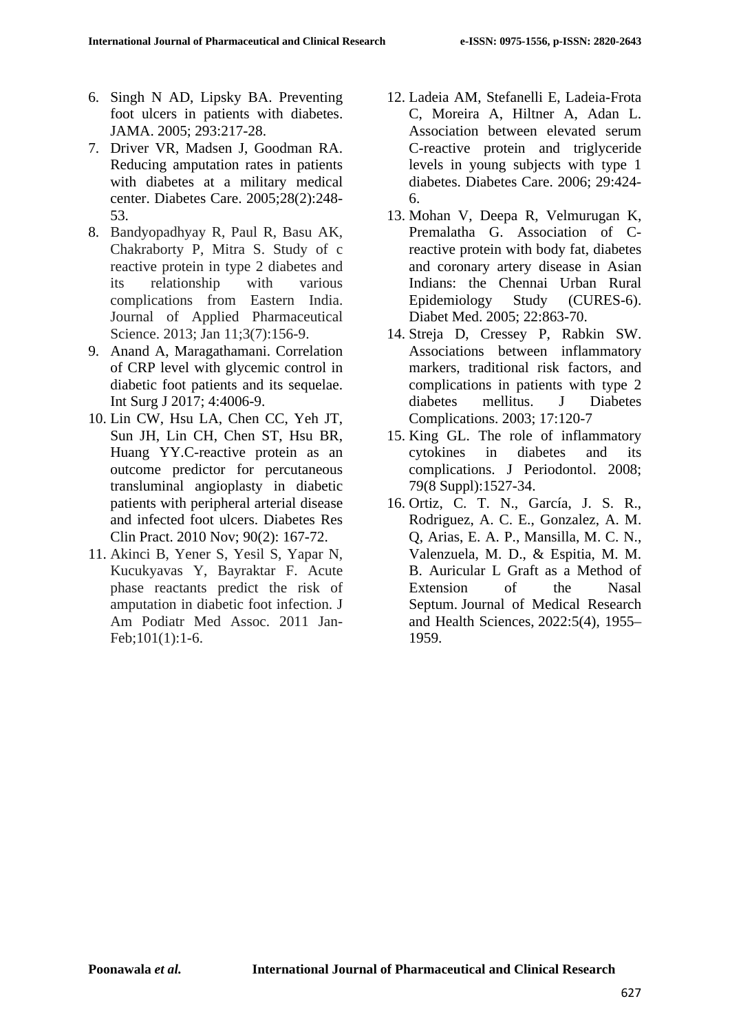6. Singh N AD, Lipsky BA. Preventing foot ulcers in patients with diabetes. JAMA. 2005; 293:217-28.
7. Driver VR, Madsen J, Goodman RA. Reducing amputation rates in patients with diabetes at a military medical center. Diabetes Care. 2005;28(2):248-53.
8. Bandyopadhyay R, Paul R, Basu AK, Chakraborty P, Mitra S. Study of c reactive protein in type 2 diabetes and its relationship with various complications from Eastern India. Journal of Applied Pharmaceutical Science. 2013; Jan 11;3(7):156-9.
9. Anand A, Maragathamani. Correlation of CRP level with glycemic control in diabetic foot patients and its sequelae. Int Surg J 2017; 4:4006-9.
10. Lin CW, Hsu LA, Chen CC, Yeh JT, Sun JH, Lin CH, Chen ST, Hsu BR, Huang YY.C-reactive protein as an outcome predictor for percutaneous transluminal angioplasty in diabetic patients with peripheral arterial disease and infected foot ulcers. Diabetes Res Clin Pract. 2010 Nov; 90(2): 167-72.
11. Akinci B, Yener S, Yesil S, Yapar N, Kucukyavas Y, Bayraktar F. Acute phase reactants predict the risk of amputation in diabetic foot infection. J Am Podiatr Med Assoc. 2011 Jan-Feb;101(1):1-6.
12. Ladeia AM, Stefanelli E, Ladeia-Frota C, Moreira A, Hiltner A, Adan L. Association between elevated serum C-reactive protein and triglyceride levels in young subjects with type 1 diabetes. Diabetes Care. 2006; 29:424-6.
13. Mohan V, Deepa R, Velmurugan K, Premalatha G. Association of C-reactive protein with body fat, diabetes and coronary artery disease in Asian Indians: the Chennai Urban Rural Epidemiology Study (CURES-6). Diabet Med. 2005; 22:863-70.
14. Streja D, Cressey P, Rabkin SW. Associations between inflammatory markers, traditional risk factors, and complications in patients with type 2 diabetes mellitus. J Diabetes Complications. 2003; 17:120-7
15. King GL. The role of inflammatory cytokines in diabetes and its complications. J Periodontol. 2008; 79(8 Suppl):1527-34.
16. Ortiz, C. T. N., García, J. S. R., Rodriguez, A. C. E., Gonzalez, A. M. Q, Arias, E. A. P., Mansilla, M. C. N., Valenzuela, M. D., & Espitia, M. M. B. Auricular L Graft as a Method of Extension of the Nasal Septum. Journal of Medical Research and Health Sciences, 2022:5(4), 1955–1959.